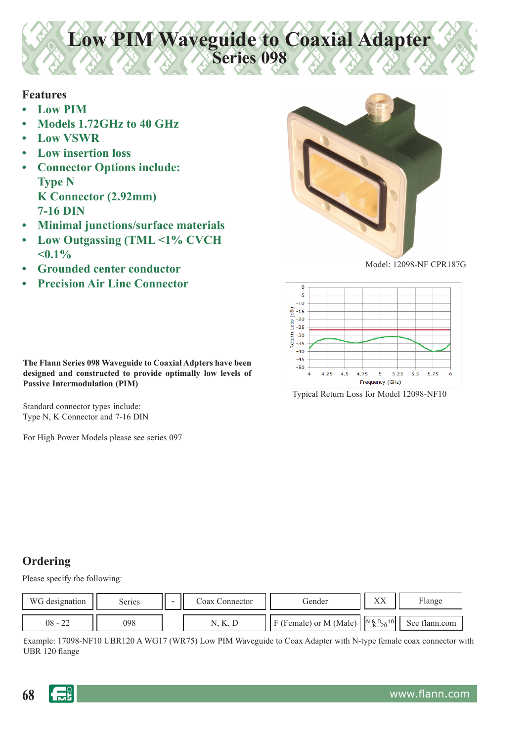# Low PIM Waveguide to Coaxial Adapter
## Series 098

### Features

- **Low PIM**
- **Models 1.72GHz to 40 GHz**
- **Low VSWR**
- **Low insertion loss**
- **Connector Options include:**
  **Type N**
  **K Connector (2.92mm)**
  **7-16 DIN**
- **Minimal junctions/surface materials**
- **Low Outgassing (TML <1% CVCH <0.1%**
- **Grounded center conductor**
- **Precision Air Line Connector**

Model: 12098-NF CPR187G

Typical Return Loss for Model 12098-NF10

**The Flann Series 098 Waveguide to Coaxial Adpters have been designed and constructed to provide optimally low levels of Passive Intermodulation (PIM)**

Standard connector types include:
Type N, K Connector and 7-16 DIN

For High Power Models please see series 097

## Ordering

Please specify the following:

| WG designation | Series | - | Coax Connector | Gender | XX | Flange |
|---|---|---|---|---|---|---|
| 08 - 22 | 098 | | N, K, D | F (Female) or M (Male) | N & D =10 K=20 | See flann.com |

Example: 17098-NF10 UBR120 A WG17 (WR75) Low PIM Waveguide to Coax Adapter with N-type female coax connector with UBR 120 flange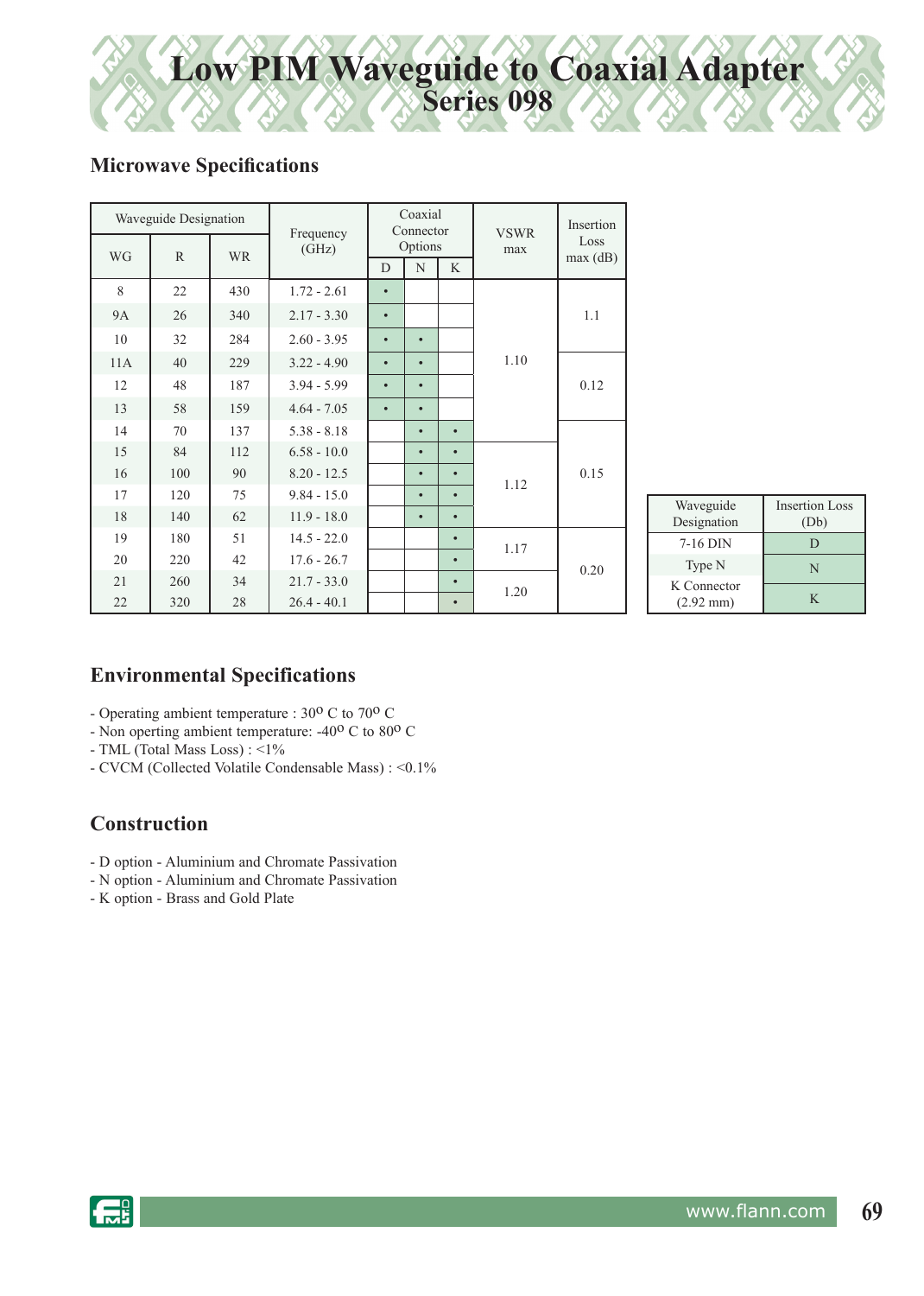# Low PIM Waveguide to Coaxial Adapter
## Series 098

### Microwave Specifications

| Waveguide Designation | | | Frequency (GHz) | Coaxial Connector Options | | | VSWR max | Insertion Loss max (dB) |
|---|---|---|---|---|---|---|---|---|
| WG | R | WR | | D | N | K | | |
| 8 | 22 | 430 | 1.72 - 2.61 | • | | | 1.10 | 1.1 |
| 9A | 26 | 340 | 2.17 - 3.30 | • | | | 1.10 | 1.1 |
| 10 | 32 | 284 | 2.60 - 3.95 | • | • | | 1.10 | 1.1 |
| 11A | 40 | 229 | 3.22 - 4.90 | • | • | | 1.10 | 0.12 |
| 12 | 48 | 187 | 3.94 - 5.99 | • | • | | 1.10 | 0.12 |
| 13 | 58 | 159 | 4.64 - 7.05 | • | • | | 1.10 | 0.12 |
| 14 | 70 | 137 | 5.38 - 8.18 | | • | • | 1.10 | 0.15 |
| 15 | 84 | 112 | 6.58 - 10.0 | | • | • | 1.12 | 0.15 |
| 16 | 100 | 90 | 8.20 - 12.5 | | • | • | 1.12 | 0.15 |
| 17 | 120 | 75 | 9.84 - 15.0 | | • | • | 1.12 | 0.15 |
| 18 | 140 | 62 | 11.9 - 18.0 | | • | • | 1.12 | 0.15 |
| 19 | 180 | 51 | 14.5 - 22.0 | | | • | 1.17 | 0.20 |
| 20 | 220 | 42 | 17.6 - 26.7 | | | • | 1.17 | 0.20 |
| 21 | 260 | 34 | 21.7 - 33.0 | | | • | 1.20 | 0.20 |
| 22 | 320 | 28 | 26.4 - 40.1 | | | • | 1.20 | 0.20 |

| Waveguide Designation | Insertion Loss (Db) |
|---|---|
| 7-16 DIN | D |
| Type N | N |
| K Connector (2.92 mm) | K |

### Environmental Specifications

- Operating ambient temperature : 30º C to 70º C
- Non operting ambient temperature: -40º C to 80º C
- TML (Total Mass Loss) : <1%
- CVCM (Collected Volatile Condensable Mass) : <0.1%

### Construction

- D option - Aluminium and Chromate Passivation
- N option - Aluminium and Chromate Passivation
- K option - Brass and Gold Plate

www.flann.com